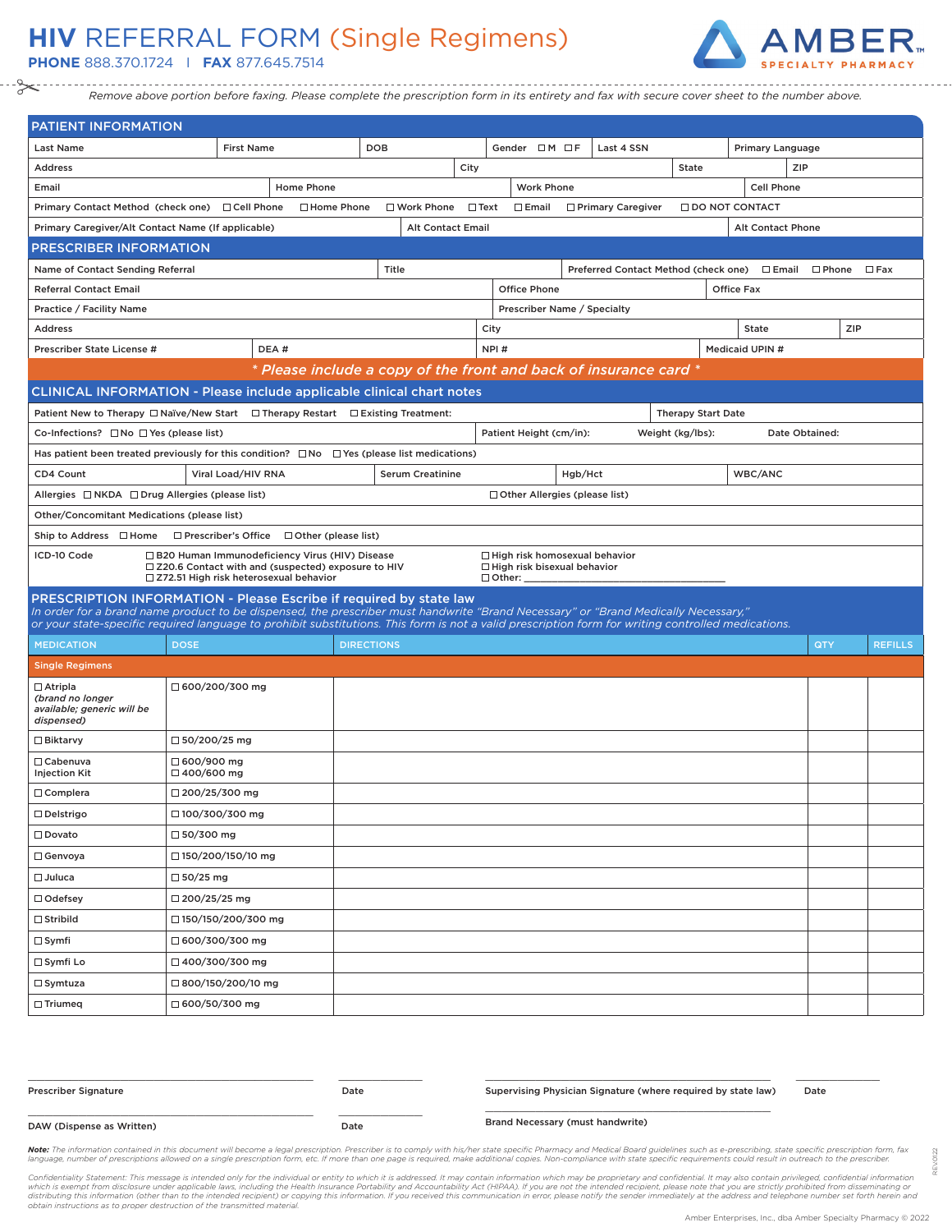# HIV REFERRAL FORM (Single Regimens)

**PHONE** 888.370.1724 | **FAX** 877.645.7514

AMBER™ SPECIALTY PHARMACY

*Remove above portion before faxing. Please complete the prescription form in its entirety and fax with secure cover sheet to the number above.*

## PATIENT INFORMATION

| | | | | | |
|---|---|---|---|---|---|
| Last Name | First Name | DOB | Gender ☐M ☐F | Last 4 SSN | Primary Language |
| Address | | City | | State | ZIP |
| Email | Home Phone | | Work Phone | | Cell Phone |

Primary Contact Method (check one) ☐Cell Phone ☐Home Phone ☐Work Phone ☐Text ☐Email ☐Primary Caregiver ☐DO NOT CONTACT

| | | |
|---|---|---|
| Primary Caregiver/Alt Contact Name (If applicable) | Alt Contact Email | Alt Contact Phone |

## PRESCRIBER INFORMATION

| | | | | |
|---|---|---|---|---|
| Name of Contact Sending Referral | Title | Preferred Contact Method (check one) ☐Email ☐Phone ☐Fax | | |
| Referral Contact Email | | Office Phone | Office Fax | |
| Practice / Facility Name | | Prescriber Name / Specialty | | |
| Address | | City | State | ZIP |
| Prescriber State License # | DEA # | NPI # | Medicaid UPIN # | |

*\* Please include a copy of the front and back of insurance card \**

## CLINICAL INFORMATION - Please include applicable clinical chart notes

Patient New to Therapy ☐Naïve/New Start ☐Therapy Restart ☐Existing Treatment: | Therapy Start Date

Co-Infections? ☐No ☐Yes (please list) | Patient Height (cm/in): | Weight (kg/lbs): | Date Obtained:

Has patient been treated previously for this condition? ☐No ☐Yes (please list medications)

| | | | | |
|---|---|---|---|---|
| CD4 Count | Viral Load/HIV RNA | Serum Creatinine | Hgb/Hct | WBC/ANC |

Allergies ☐NKDA ☐Drug Allergies (please list) | ☐Other Allergies (please list)

Other/Concomitant Medications (please list)

Ship to Address ☐Home ☐Prescriber's Office ☐Other (please list)

ICD-10 Code
- ☐B20 Human Immunodeficiency Virus (HIV) Disease
- ☐Z20.6 Contact with and (suspected) exposure to HIV
- ☐Z72.51 High risk heterosexual behavior
- ☐High risk homosexual behavior
- ☐High risk bisexual behavior
- ☐Other: ______________________________

## PRESCRIPTION INFORMATION - Please Escribe if required by state law

*In order for a brand name product to be dispensed, the prescriber must handwrite "Brand Necessary" or "Brand Medically Necessary," or your state-specific required language to prohibit substitutions. This form is not a valid prescription form for writing controlled medications.*

| MEDICATION | DOSE | DIRECTIONS | QTY | REFILLS |
|---|---|---|---|---|
| **Single Regimens** | | | | |
| ☐Atripla *(brand no longer available; generic will be dispensed)* | ☐600/200/300 mg | | | |
| ☐Biktarvy | ☐50/200/25 mg | | | |
| ☐Cabenuva Injection Kit | ☐600/900 mg ☐400/600 mg | | | |
| ☐Complera | ☐200/25/300 mg | | | |
| ☐Delstrigo | ☐100/300/300 mg | | | |
| ☐Dovato | ☐50/300 mg | | | |
| ☐Genvoya | ☐150/200/150/10 mg | | | |
| ☐Juluca | ☐50/25 mg | | | |
| ☐Odefsey | ☐200/25/25 mg | | | |
| ☐Stribild | ☐150/150/200/300 mg | | | |
| ☐Symfi | ☐600/300/300 mg | | | |
| ☐Symfi Lo | ☐400/300/300 mg | | | |
| ☐Symtuza | ☐800/150/200/10 mg | | | |
| ☐Triumeq | ☐600/50/300 mg | | | |

Prescriber Signature ____________ Date ________ Supervising Physician Signature (where required by state law) ____________ Date ________

DAW (Dispense as Written) ____________ Date ________ Brand Necessary (must handwrite) ____________

***Note:** The information contained in this document will become a legal prescription. Prescriber is to comply with his/her state specific Pharmacy and Medical Board guidelines such as e-prescribing, state specific prescription form, fax language, number of prescriptions allowed on a single prescription form, etc. If more than one page is required, make additional copies. Non-compliance with state specific requirements could result in outreach to the prescriber.*

*Confidentiality Statement: This message is intended only for the individual or entity to which it is addressed. It may contain information which may be proprietary and confidential. It may also contain privileged, confidential information which is exempt from disclosure under applicable laws, including the Health Insurance Portability and Accountability Act (HIPAA). If you are not the intended recipient, please note that you are strictly prohibited from disseminating or distributing this information (other than to the intended recipient) or copying this information. If you received this communication in error, please notify the sender immediately at the address and telephone number set forth herein and obtain instructions as to proper destruction of the transmitted material.*

REV0122

Amber Enterprises, Inc., dba Amber Specialty Pharmacy © 2022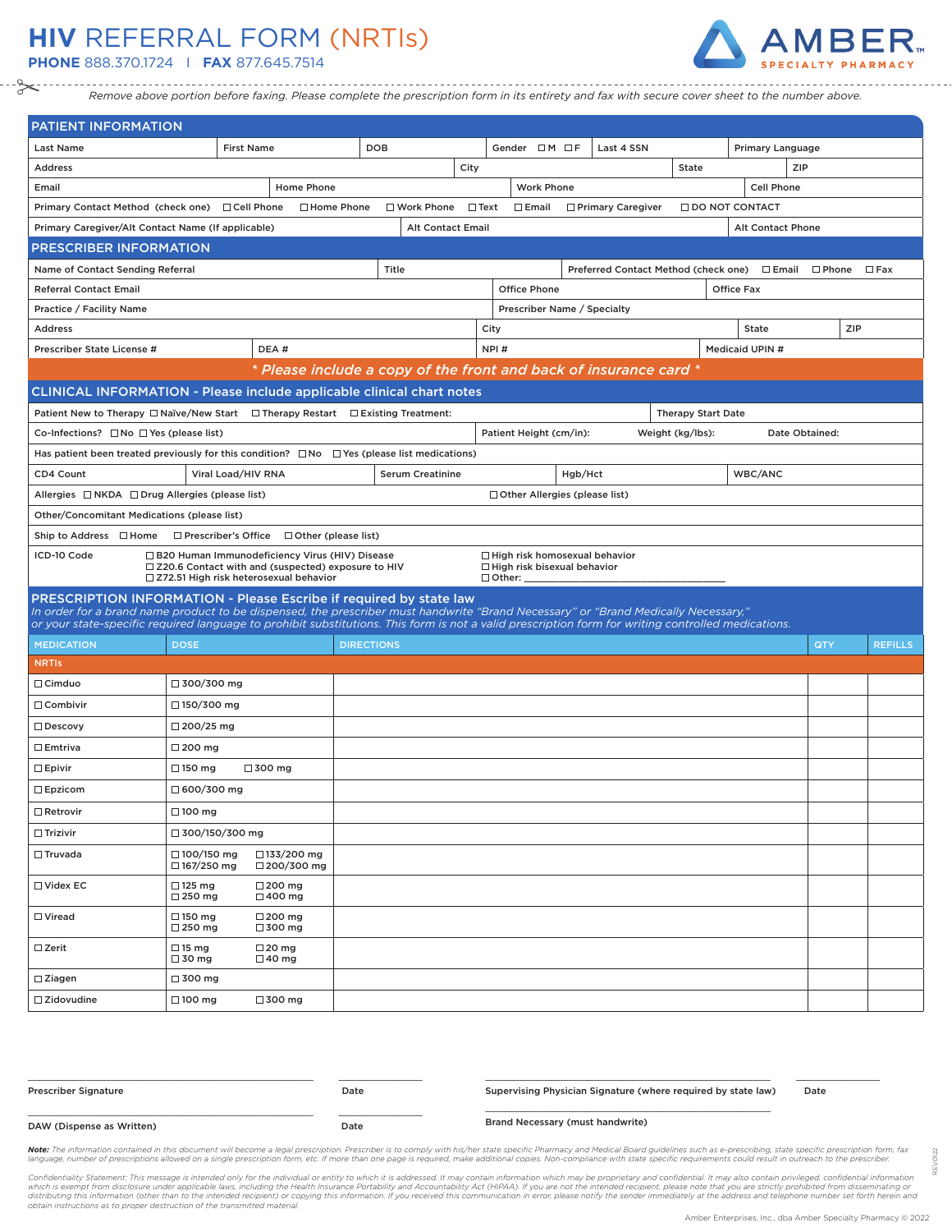# HIV REFERRAL FORM (NRTIs)

**PHONE** 888.370.1724 | **FAX** 877.645.7514

AMBER SPECIALTY PHARMACY

*Remove above portion before faxing. Please complete the prescription form in its entirety and fax with secure cover sheet to the number above.*

## PATIENT INFORMATION

| | | | | | |
|---|---|---|---|---|---|
| Last Name | First Name | DOB | Gender ☐M ☐F | Last 4 SSN | Primary Language |
| Address | | City | | State | ZIP |
| Email | Home Phone | | Work Phone | | Cell Phone |

Primary Contact Method (check one) ☐Cell Phone ☐Home Phone ☐Work Phone ☐Text ☐Email ☐Primary Caregiver ☐DO NOT CONTACT

| | | |
|---|---|---|
| Primary Caregiver/Alt Contact Name (If applicable) | Alt Contact Email | Alt Contact Phone |

## PRESCRIBER INFORMATION

| | | | |
|---|---|---|---|
| Name of Contact Sending Referral | Title | Preferred Contact Method (check one) ☐Email ☐Phone ☐Fax | |
| Referral Contact Email | | Office Phone | Office Fax |
| Practice / Facility Name | | Prescriber Name / Specialty | |
| Address | City | State | ZIP |
| Prescriber State License # | DEA # | NPI # | Medicaid UPIN # |

*\* Please include a copy of the front and back of insurance card \**

## CLINICAL INFORMATION - Please include applicable clinical chart notes

Patient New to Therapy ☐Naïve/New Start ☐Therapy Restart ☐Existing Treatment: | Therapy Start Date

Co-Infections? ☐No ☐Yes (please list) | Patient Height (cm/in): | Weight (kg/lbs): | Date Obtained:

Has patient been treated previously for this condition? ☐No ☐Yes (please list medications)

| | | | | |
|---|---|---|---|---|
| CD4 Count | Viral Load/HIV RNA | Serum Creatinine | Hgb/Hct | WBC/ANC |

Allergies ☐NKDA ☐Drug Allergies (please list) ☐Other Allergies (please list)

Other/Concomitant Medications (please list)

Ship to Address ☐Home ☐Prescriber's Office ☐Other (please list)

ICD-10 Code
- ☐B20 Human Immunodeficiency Virus (HIV) Disease
- ☐Z20.6 Contact with and (suspected) exposure to HIV
- ☐Z72.51 High risk heterosexual behavior
- ☐High risk homosexual behavior
- ☐High risk bisexual behavior
- ☐Other: ____________________

## PRESCRIPTION INFORMATION - Please Escribe if required by state law

*In order for a brand name product to be dispensed, the prescriber must handwrite "Brand Necessary" or "Brand Medically Necessary," or your state-specific required language to prohibit substitutions. This form is not a valid prescription form for writing controlled medications.*

| MEDICATION | DOSE | DIRECTIONS | QTY | REFILLS |
|---|---|---|---|---|
| **NRTIs** | | | | |
| ☐Cimduo | ☐300/300 mg | | | |
| ☐Combivir | ☐150/300 mg | | | |
| ☐Descovy | ☐200/25 mg | | | |
| ☐Emtriva | ☐200 mg | | | |
| ☐Epivir | ☐150 mg ☐300 mg | | | |
| ☐Epzicom | ☐600/300 mg | | | |
| ☐Retrovir | ☐100 mg | | | |
| ☐Trizivir | ☐300/150/300 mg | | | |
| ☐Truvada | ☐100/150 mg ☐133/200 mg ☐167/250 mg ☐200/300 mg | | | |
| ☐Videx EC | ☐125 mg ☐200 mg ☐250 mg ☐400 mg | | | |
| ☐Viread | ☐150 mg ☐200 mg ☐250 mg ☐300 mg | | | |
| ☐Zerit | ☐15 mg ☐20 mg ☐30 mg ☐40 mg | | | |
| ☐Ziagen | ☐300 mg | | | |
| ☐Zidovudine | ☐100 mg ☐300 mg | | | |

Prescriber Signature ____________ Date ________ Supervising Physician Signature (where required by state law) ____________ Date ________

DAW (Dispense as Written) ____________ Date ________ Brand Necessary (must handwrite) ____________

***Note:*** *The information contained in this document will become a legal prescription. Prescriber is to comply with his/her state specific Pharmacy and Medical Board guidelines such as e-prescribing, state specific prescription form, fax language, number of prescriptions allowed on a single prescription form, etc. If more than one page is required, make additional copies. Non-compliance with state specific requirements could result in outreach to the prescriber.*

*Confidentiality Statement: This message is intended only for the individual or entity to which it is addressed. It may contain information which may be proprietary and confidential. It may also contain privileged, confidential information which is exempt from disclosure under applicable laws, including the Health Insurance Portability and Accountability Act (HIPAA). If you are not the intended recipient, please note that you are strictly prohibited from disseminating or distributing this information (other than to the intended recipient) or copying this information. If you received this communication in error, please notify the sender immediately at the address and telephone number set forth herein and obtain instructions as to proper destruction of the transmitted material.*

REV0122

Amber Enterprises, Inc., dba Amber Specialty Pharmacy © 2022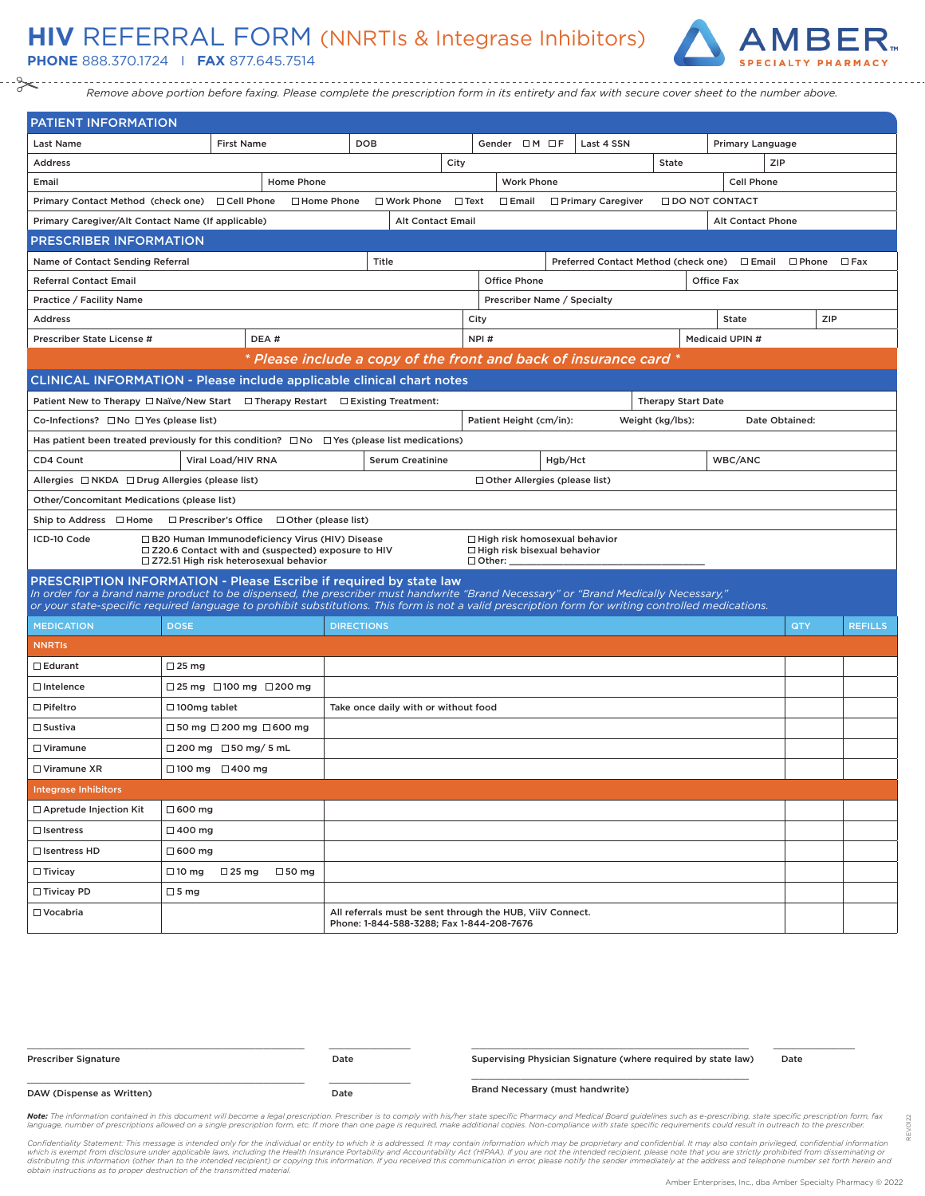# HIV REFERRAL FORM (NNRTIs & Integrase Inhibitors)

**PHONE** 888.370.1724 | **FAX** 877.645.7514

AMBER SPECIALTY PHARMACY

*Remove above portion before faxing. Please complete the prescription form in its entirety and fax with secure cover sheet to the number above.*

## PATIENT INFORMATION

| | | | | | |
|---|---|---|---|---|---|
| Last Name | First Name | DOB | Gender ☐M ☐F | Last 4 SSN | Primary Language |
| Address | | City | | State | ZIP |
| Email | Home Phone | | Work Phone | | Cell Phone |

Primary Contact Method (check one) ☐Cell Phone ☐Home Phone ☐Work Phone ☐Text ☐Email ☐Primary Caregiver ☐DO NOT CONTACT

| | | |
|---|---|---|
| Primary Caregiver/Alt Contact Name (If applicable) | Alt Contact Email | Alt Contact Phone |

## PRESCRIBER INFORMATION

| | | | |
|---|---|---|---|
| Name of Contact Sending Referral | Title | Preferred Contact Method (check one) ☐Email ☐Phone ☐Fax | |
| Referral Contact Email | | Office Phone | Office Fax |
| Practice / Facility Name | | Prescriber Name / Specialty | |
| Address | City | State | ZIP |
| Prescriber State License # | DEA # | NPI # | Medicaid UPIN # |

*\* Please include a copy of the front and back of insurance card \**

## CLINICAL INFORMATION - Please include applicable clinical chart notes

Patient New to Therapy ☐Naïve/New Start ☐Therapy Restart ☐Existing Treatment: | Therapy Start Date

Co-Infections? ☐No ☐Yes (please list) | Patient Height (cm/in): | Weight (kg/lbs): | Date Obtained:

Has patient been treated previously for this condition? ☐No ☐Yes (please list medications)

| | | | | |
|---|---|---|---|---|
| CD4 Count | Viral Load/HIV RNA | Serum Creatinine | Hgb/Hct | WBC/ANC |

Allergies ☐NKDA ☐Drug Allergies (please list) ☐Other Allergies (please list)

Other/Concomitant Medications (please list)

Ship to Address ☐Home ☐Prescriber's Office ☐Other (please list)

ICD-10 Code
- ☐B20 Human Immunodeficiency Virus (HIV) Disease
- ☐Z20.6 Contact with and (suspected) exposure to HIV
- ☐Z72.51 High risk heterosexual behavior
- ☐High risk homosexual behavior
- ☐High risk bisexual behavior
- ☐Other: ____________________

## PRESCRIPTION INFORMATION - Please Escribe if required by state law

*In order for a brand name product to be dispensed, the prescriber must handwrite "Brand Necessary" or "Brand Medically Necessary," or your state-specific required language to prohibit substitutions. This form is not a valid prescription form for writing controlled medications.*

| MEDICATION | DOSE | DIRECTIONS | QTY | REFILLS |
|---|---|---|---|---|
| **NNRTIs** | | | | |
| ☐Edurant | ☐25 mg | | | |
| ☐Intelence | ☐25 mg ☐100 mg ☐200 mg | | | |
| ☐Pifeltro | ☐100mg tablet | Take once daily with or without food | | |
| ☐Sustiva | ☐50 mg ☐200 mg ☐600 mg | | | |
| ☐Viramune | ☐200 mg ☐50 mg/ 5 mL | | | |
| ☐Viramune XR | ☐100 mg ☐400 mg | | | |
| **Integrase Inhibitors** | | | | |
| ☐Apretude Injection Kit | ☐600 mg | | | |
| ☐Isentress | ☐400 mg | | | |
| ☐Isentress HD | ☐600 mg | | | |
| ☐Tivicay | ☐10 mg ☐25 mg ☐50 mg | | | |
| ☐Tivicay PD | ☐5 mg | | | |
| ☐Vocabria | | All referrals must be sent through the HUB, ViiV Connect. Phone: 1-844-588-3288; Fax 1-844-208-7676 | | |

Prescriber Signature ____________ Date ________ Supervising Physician Signature (where required by state law) ____________ Date ________

DAW (Dispense as Written) ____________ Date ________ Brand Necessary (must handwrite) ____________

***Note:*** *The information contained in this document will become a legal prescription. Prescriber is to comply with his/her state specific Pharmacy and Medical Board guidelines such as e-prescribing, state specific prescription form, fax language, number of prescriptions allowed on a single prescription form, etc. If more than one page is required, make additional copies. Non-compliance with state specific requirements could result in outreach to the prescriber.*

*Confidentiality Statement: This message is intended only for the individual or entity to which it is addressed. It may contain information which may be proprietary and confidential. It may also contain privileged, confidential information which is exempt from disclosure under applicable laws, including the Health Insurance Portability and Accountability Act (HIPAA). If you are not the intended recipient, please note that you are strictly prohibited from disseminating or distributing this information (other than to the intended recipient) or copying this information. If you received this communication in error, please notify the sender immediately at the address and telephone number set forth herein and obtain instructions as to proper destruction of the transmitted material.*

REV0122

Amber Enterprises, Inc., dba Amber Specialty Pharmacy © 2022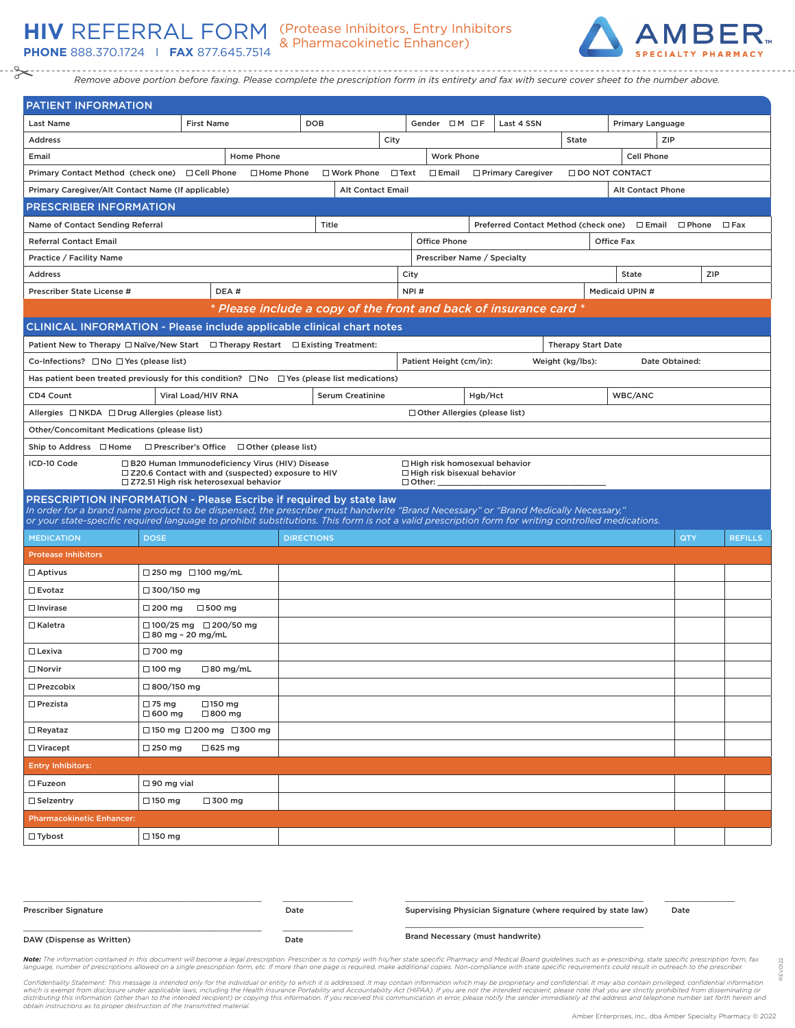# HIV REFERRAL FORM (Protease Inhibitors, Entry Inhibitors & Pharmacokinetic Enhancer)

**PHONE** 888.370.1724 | **FAX** 877.645.7514

AMBER SPECIALTY PHARMACY

*Remove above portion before faxing. Please complete the prescription form in its entirety and fax with secure cover sheet to the number above.*

## PATIENT INFORMATION

| Last Name | First Name | DOB | Gender ☐M ☐F | Last 4 SSN | Primary Language |
|---|---|---|---|---|---|
| Address | | City | | State | ZIP |
| Email | Home Phone | | Work Phone | | Cell Phone |

Primary Contact Method (check one) ☐Cell Phone ☐Home Phone ☐Work Phone ☐Text ☐Email ☐Primary Caregiver ☐DO NOT CONTACT

| Primary Caregiver/Alt Contact Name (If applicable) | Alt Contact Email | Alt Contact Phone |
|---|---|---|

## PRESCRIBER INFORMATION

| Name of Contact Sending Referral | Title | Preferred Contact Method (check one) ☐Email ☐Phone ☐Fax |
|---|---|---|
| Referral Contact Email | Office Phone | Office Fax |
| Practice / Facility Name | Prescriber Name / Specialty | |

| Address | City | State | ZIP |
|---|---|---|---|
| Prescriber State License # | DEA # | NPI # | Medicaid UPIN # |

*\* Please include a copy of the front and back of insurance card \**

## CLINICAL INFORMATION - Please include applicable clinical chart notes

Patient New to Therapy ☐Naïve/New Start ☐Therapy Restart ☐Existing Treatment: | Therapy Start Date

Co-Infections? ☐No ☐Yes (please list) | Patient Height (cm/in): | Weight (kg/lbs): | Date Obtained:

Has patient been treated previously for this condition? ☐No ☐Yes (please list medications)

| CD4 Count | Viral Load/HIV RNA | Serum Creatinine | Hgb/Hct | WBC/ANC |
|---|---|---|---|---|

Allergies ☐NKDA ☐Drug Allergies (please list) ☐Other Allergies (please list)

Other/Concomitant Medications (please list)

Ship to Address ☐Home ☐Prescriber's Office ☐Other (please list)

ICD-10 Code
- ☐B20 Human Immunodeficiency Virus (HIV) Disease
- ☐Z20.6 Contact with and (suspected) exposure to HIV
- ☐Z72.51 High risk heterosexual behavior
- ☐High risk homosexual behavior
- ☐High risk bisexual behavior
- ☐Other: ____________________

## PRESCRIPTION INFORMATION - Please Escribe if required by state law

*In order for a brand name product to be dispensed, the prescriber must handwrite "Brand Necessary" or "Brand Medically Necessary," or your state-specific required language to prohibit substitutions. This form is not a valid prescription form for writing controlled medications.*

| MEDICATION | DOSE | DIRECTIONS | QTY | REFILLS |
|---|---|---|---|---|
| **Protease Inhibitors** | | | | |
| ☐Aptivus | ☐250 mg ☐100 mg/mL | | | |
| ☐Evotaz | ☐300/150 mg | | | |
| ☐Invirase | ☐200 mg ☐500 mg | | | |
| ☐Kaletra | ☐100/25 mg ☐200/50 mg ☐80 mg - 20 mg/mL | | | |
| ☐Lexiva | ☐700 mg | | | |
| ☐Norvir | ☐100 mg ☐80 mg/mL | | | |
| ☐Prezcobix | ☐800/150 mg | | | |
| ☐Prezista | ☐75 mg ☐150 mg ☐600 mg ☐800 mg | | | |
| ☐Reyataz | ☐150 mg ☐200 mg ☐300 mg | | | |
| ☐Viracept | ☐250 mg ☐625 mg | | | |
| **Entry Inhibitors:** | | | | |
| ☐Fuzeon | ☐90 mg vial | | | |
| ☐Selzentry | ☐150 mg ☐300 mg | | | |
| **Pharmacokinetic Enhancer:** | | | | |
| ☐Tybost | ☐150 mg | | | |

Prescriber Signature ____________ Date ____________ Supervising Physician Signature (where required by state law) ____________ Date ____________

DAW (Dispense as Written) ____________ Date ____________ Brand Necessary (must handwrite) ____________

***Note:*** *The information contained in this document will become a legal prescription. Prescriber is to comply with his/her state specific Pharmacy and Medical Board guidelines such as e-prescribing, state specific prescription form, fax language, number of prescriptions allowed on a single prescription form, etc. If more than one page is required, make additional copies. Non-compliance with state specific requirements could result in outreach to the prescriber.*

*Confidentiality Statement: This message is intended only for the individual or entity to which it is addressed. It may contain information which may be proprietary and confidential. It may also contain privileged, confidential information which is exempt from disclosure under applicable laws, including the Health Insurance Portability and Accountability Act (HIPAA). If you are not the intended recipient, please note that you are strictly prohibited from disseminating or distributing this information (other than to the intended recipient) or copying this information. If you received this communication in error, please notify the sender immediately at the address and telephone number set forth herein and obtain instructions as to proper destruction of the transmitted material.*

REV.0122

Amber Enterprises, Inc., dba Amber Specialty Pharmacy © 2022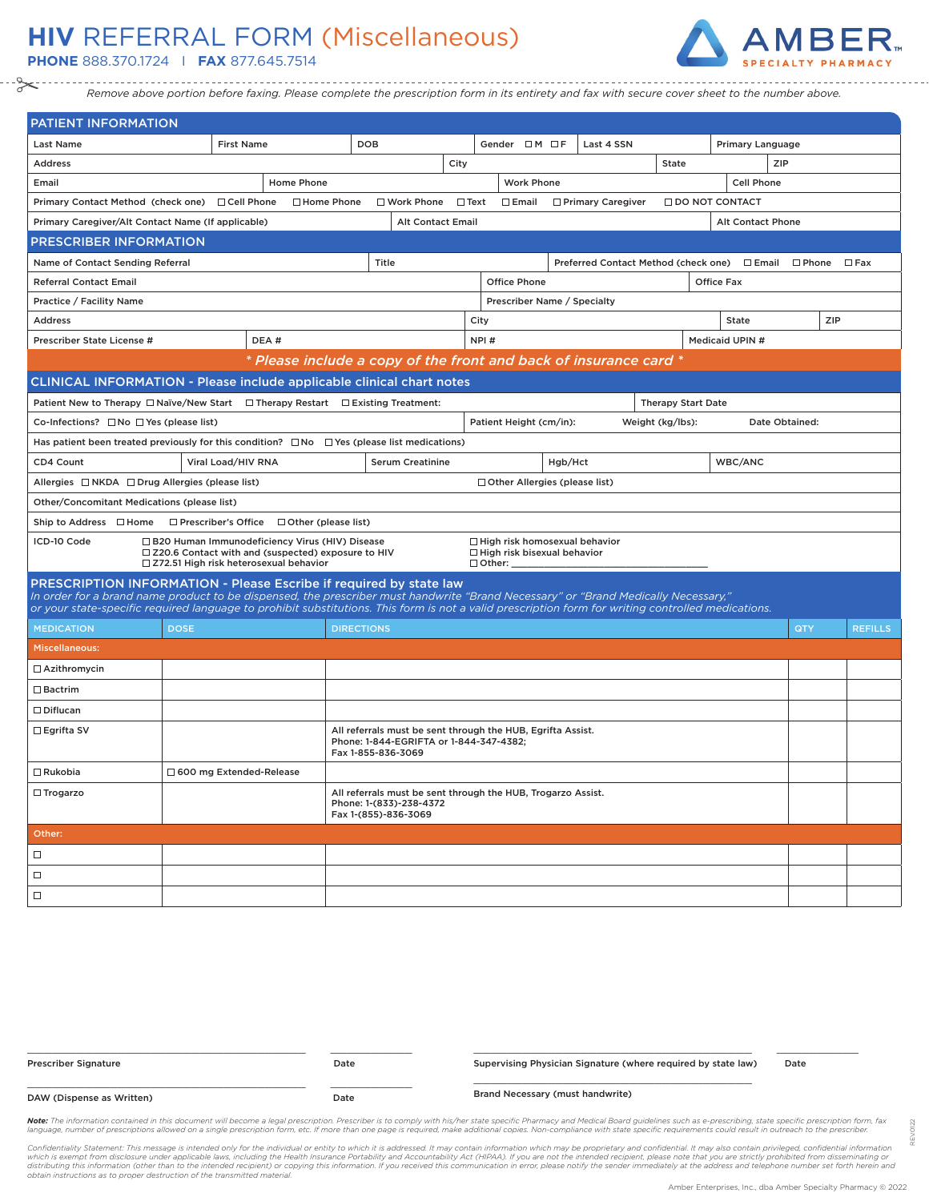# HIV REFERRAL FORM (Miscellaneous)

**PHONE** 888.370.1724 | **FAX** 877.645.7514

AMBER SPECIALTY PHARMACY

*Remove above portion before faxing. Please complete the prescription form in its entirety and fax with secure cover sheet to the number above.*

## PATIENT INFORMATION

| | | | | | |
|---|---|---|---|---|---|
| Last Name | First Name | DOB | Gender ☐ M ☐ F | Last 4 SSN | Primary Language |
| Address | | City | | State | ZIP |
| Email | Home Phone | | Work Phone | | Cell Phone |

Primary Contact Method (check one) ☐ Cell Phone ☐ Home Phone ☐ Work Phone ☐ Text ☐ Email ☐ Primary Caregiver ☐ DO NOT CONTACT

| | | |
|---|---|---|
| Primary Caregiver/Alt Contact Name (If applicable) | Alt Contact Email | Alt Contact Phone |

## PRESCRIBER INFORMATION

| | | | |
|---|---|---|---|
| Name of Contact Sending Referral | Title | Preferred Contact Method (check one) ☐ Email ☐ Phone ☐ Fax | |
| Referral Contact Email | | Office Phone | Office Fax |
| Practice / Facility Name | | Prescriber Name / Specialty | |
| Address | City | State | ZIP |
| Prescriber State License # | DEA # | NPI # | Medicaid UPIN # |

*\* Please include a copy of the front and back of insurance card \**

## CLINICAL INFORMATION - Please include applicable clinical chart notes

Patient New to Therapy ☐ Naïve/New Start ☐ Therapy Restart ☐ Existing Treatment: | Therapy Start Date

Co-Infections? ☐ No ☐ Yes (please list) | Patient Height (cm/in): | Weight (kg/lbs): | Date Obtained:

Has patient been treated previously for this condition? ☐ No ☐ Yes (please list medications)

| | | | | |
|---|---|---|---|---|
| CD4 Count | Viral Load/HIV RNA | Serum Creatinine | Hgb/Hct | WBC/ANC |

Allergies ☐ NKDA ☐ Drug Allergies (please list) ☐ Other Allergies (please list)

Other/Concomitant Medications (please list)

Ship to Address ☐ Home ☐ Prescriber's Office ☐ Other (please list)

ICD-10 Code
- ☐ B20 Human Immunodeficiency Virus (HIV) Disease
- ☐ Z20.6 Contact with and (suspected) exposure to HIV
- ☐ Z72.51 High risk heterosexual behavior
- ☐ High risk homosexual behavior
- ☐ High risk bisexual behavior
- ☐ Other: ____________________

## PRESCRIPTION INFORMATION - Please Escribe if required by state law

*In order for a brand name product to be dispensed, the prescriber must handwrite "Brand Necessary" or "Brand Medically Necessary," or your state-specific required language to prohibit substitutions. This form is not a valid prescription form for writing controlled medications.*

| MEDICATION | DOSE | DIRECTIONS | QTY | REFILLS |
|---|---|---|---|---|
| **Miscellaneous:** | | | | |
| ☐ Azithromycin | | | | |
| ☐ Bactrim | | | | |
| ☐ Diflucan | | | | |
| ☐ Egrifta SV | | All referrals must be sent through the HUB, Egrifta Assist. Phone: 1-844-EGRIFTA or 1-844-347-4382; Fax 1-855-836-3069 | | |
| ☐ Rukobia | ☐ 600 mg Extended-Release | | | |
| ☐ Trogarzo | | All referrals must be sent through the HUB, Trogarzo Assist. Phone: 1-(833)-238-4372 Fax 1-(855)-836-3069 | | |
| **Other:** | | | | |
| ☐ | | | | |
| ☐ | | | | |
| ☐ | | | | |

Prescriber Signature ____________ Date ____________ Supervising Physician Signature (where required by state law) ____________ Date ____________

DAW (Dispense as Written) ____________ Date ____________ Brand Necessary (must handwrite) ____________

***Note:*** *The information contained in this document will become a legal prescription. Prescriber is to comply with his/her state specific Pharmacy and Medical Board guidelines such as e-prescribing, state specific prescription form, fax language, number of prescriptions allowed on a single prescription form, etc. If more than one page is required, make additional copies. Non-compliance with state specific requirements could result in outreach to the prescriber.*

*Confidentiality Statement: This message is intended only for the individual or entity to which it is addressed. It may contain information which may be proprietary and confidential. It may also contain privileged, confidential information which is exempt from disclosure under applicable laws, including the Health Insurance Portability and Accountability Act (HIPAA). If you are not the intended recipient, please note that you are strictly prohibited from disseminating or distributing this information (other than to the intended recipient) or copying this information. If you received this communication in error, please notify the sender immediately at the address and telephone number set forth herein and obtain instructions as to proper destruction of the transmitted material.*

REV0122

Amber Enterprises, Inc., dba Amber Specialty Pharmacy © 2022